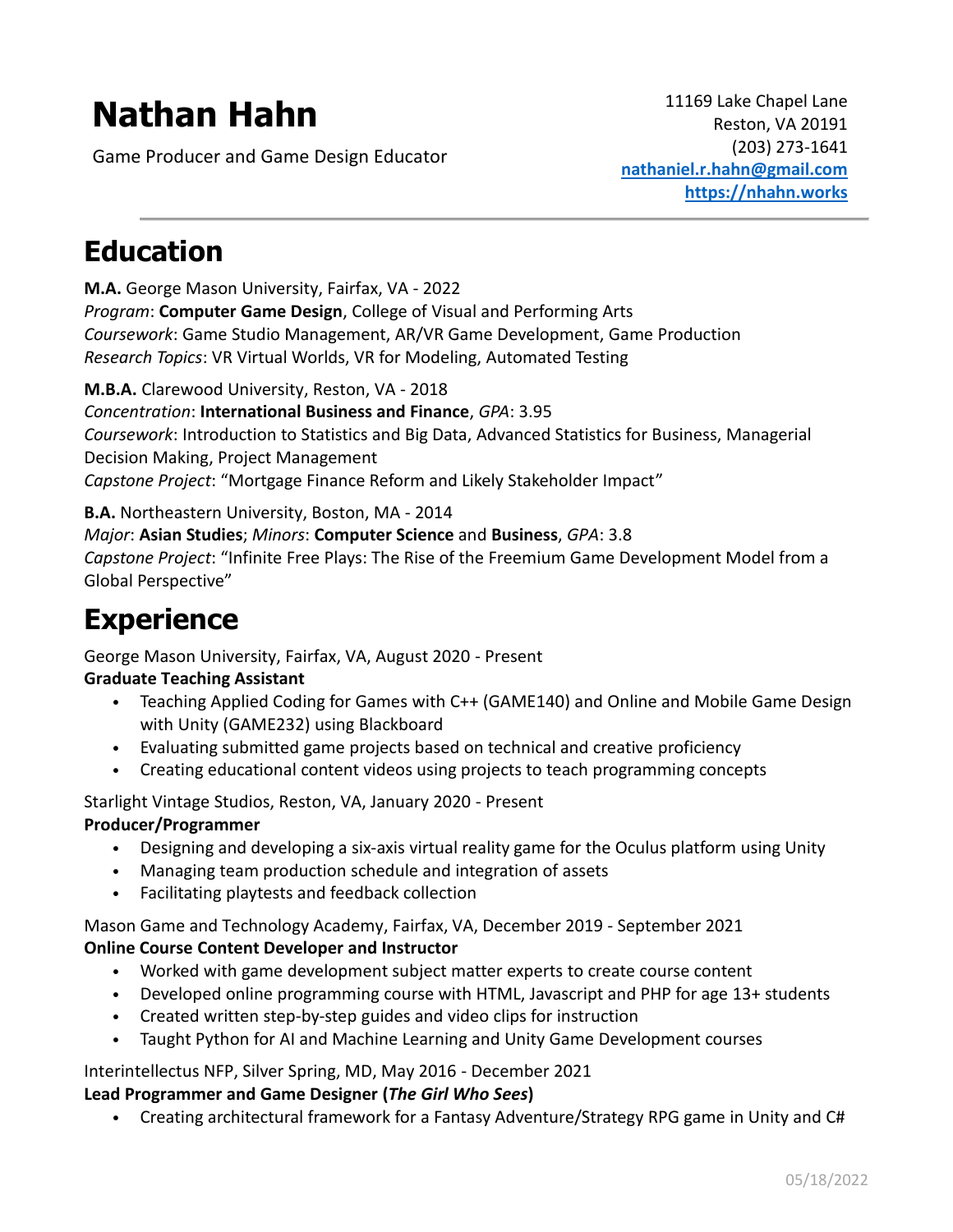# Nathan Hahn

Game Producer and Game Design Educator

11169 Lake Chapel Lane
Reston, VA 20191
(203) 273-1641
[nathaniel.r.hahn@gmail.com](mailto:nathaniel.r.hahn@gmail.com)
[https://nhahn.works](https://nhahn.works)

---

## Education

**M.A.** George Mason University, Fairfax, VA - 2022
*Program*: **Computer Game Design**, College of Visual and Performing Arts
*Coursework*: Game Studio Management, AR/VR Game Development, Game Production
*Research Topics*: VR Virtual Worlds, VR for Modeling, Automated Testing

**M.B.A.** Clarewood University, Reston, VA - 2018
*Concentration*: **International Business and Finance**, *GPA*: 3.95
*Coursework*: Introduction to Statistics and Big Data, Advanced Statistics for Business, Managerial Decision Making, Project Management
*Capstone Project*: "Mortgage Finance Reform and Likely Stakeholder Impact"

**B.A.** Northeastern University, Boston, MA - 2014
*Major*: **Asian Studies**; *Minors*: **Computer Science** and **Business**, *GPA*: 3.8
*Capstone Project*: "Infinite Free Plays: The Rise of the Freemium Game Development Model from a Global Perspective"

## Experience

George Mason University, Fairfax, VA, August 2020 - Present
**Graduate Teaching Assistant**

- Teaching Applied Coding for Games with C++ (GAME140) and Online and Mobile Game Design with Unity (GAME232) using Blackboard
- Evaluating submitted game projects based on technical and creative proficiency
- Creating educational content videos using projects to teach programming concepts

Starlight Vintage Studios, Reston, VA, January 2020 - Present
**Producer/Programmer**

- Designing and developing a six-axis virtual reality game for the Oculus platform using Unity
- Managing team production schedule and integration of assets
- Facilitating playtests and feedback collection

Mason Game and Technology Academy, Fairfax, VA, December 2019 - September 2021
**Online Course Content Developer and Instructor**

- Worked with game development subject matter experts to create course content
- Developed online programming course with HTML, Javascript and PHP for age 13+ students
- Created written step-by-step guides and video clips for instruction
- Taught Python for AI and Machine Learning and Unity Game Development courses

Interintellectus NFP, Silver Spring, MD, May 2016 - December 2021
**Lead Programmer and Game Designer (*The Girl Who Sees*)**

- Creating architectural framework for a Fantasy Adventure/Strategy RPG game in Unity and C#

05/18/2022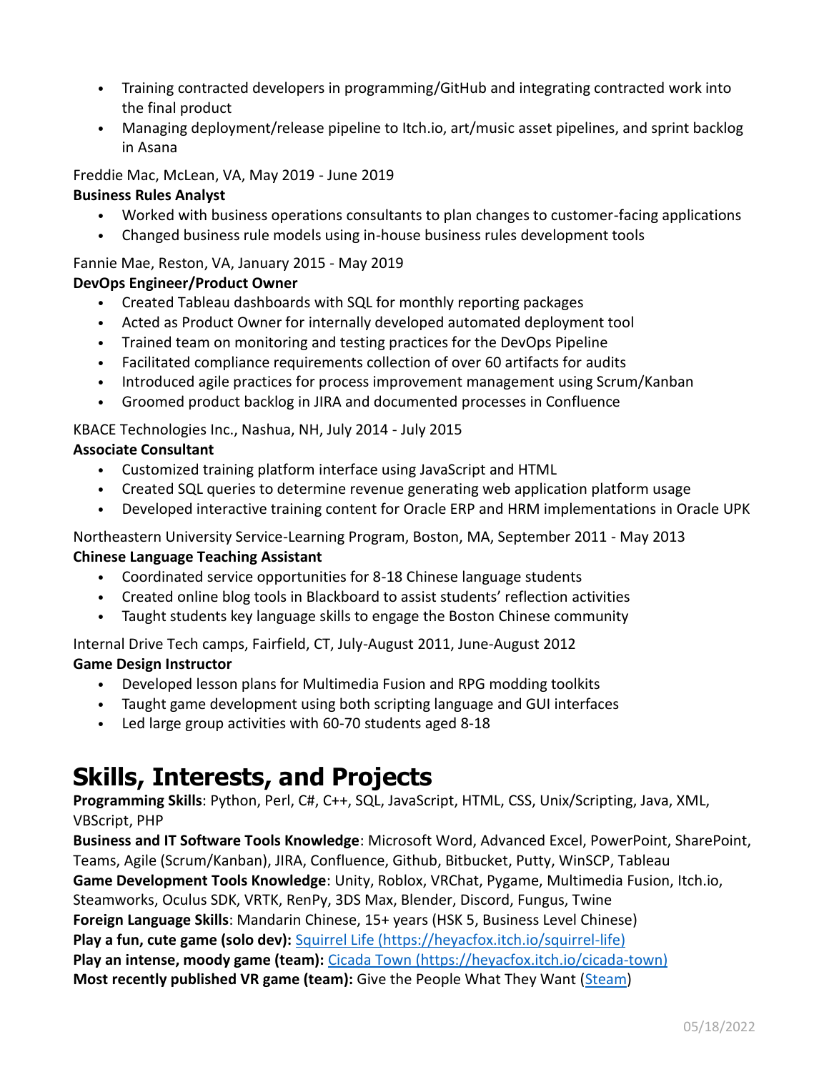- Training contracted developers in programming/GitHub and integrating contracted work into the final product
- Managing deployment/release pipeline to Itch.io, art/music asset pipelines, and sprint backlog in Asana

Freddie Mac, McLean, VA, May 2019 - June 2019

**Business Rules Analyst**

- Worked with business operations consultants to plan changes to customer-facing applications
- Changed business rule models using in-house business rules development tools

Fannie Mae, Reston, VA, January 2015 - May 2019

**DevOps Engineer/Product Owner**

- Created Tableau dashboards with SQL for monthly reporting packages
- Acted as Product Owner for internally developed automated deployment tool
- Trained team on monitoring and testing practices for the DevOps Pipeline
- Facilitated compliance requirements collection of over 60 artifacts for audits
- Introduced agile practices for process improvement management using Scrum/Kanban
- Groomed product backlog in JIRA and documented processes in Confluence

KBACE Technologies Inc., Nashua, NH, July 2014 - July 2015

**Associate Consultant**

- Customized training platform interface using JavaScript and HTML
- Created SQL queries to determine revenue generating web application platform usage
- Developed interactive training content for Oracle ERP and HRM implementations in Oracle UPK

Northeastern University Service-Learning Program, Boston, MA, September 2011 - May 2013

**Chinese Language Teaching Assistant**

- Coordinated service opportunities for 8-18 Chinese language students
- Created online blog tools in Blackboard to assist students' reflection activities
- Taught students key language skills to engage the Boston Chinese community

Internal Drive Tech camps, Fairfield, CT, July-August 2011, June-August 2012

**Game Design Instructor**

- Developed lesson plans for Multimedia Fusion and RPG modding toolkits
- Taught game development using both scripting language and GUI interfaces
- Led large group activities with 60-70 students aged 8-18

# Skills, Interests, and Projects

**Programming Skills**: Python, Perl, C#, C++, SQL, JavaScript, HTML, CSS, Unix/Scripting, Java, XML, VBScript, PHP

**Business and IT Software Tools Knowledge**: Microsoft Word, Advanced Excel, PowerPoint, SharePoint, Teams, Agile (Scrum/Kanban), JIRA, Confluence, Github, Bitbucket, Putty, WinSCP, Tableau

**Game Development Tools Knowledge**: Unity, Roblox, VRChat, Pygame, Multimedia Fusion, Itch.io, Steamworks, Oculus SDK, VRTK, RenPy, 3DS Max, Blender, Discord, Fungus, Twine

**Foreign Language Skills**: Mandarin Chinese, 15+ years (HSK 5, Business Level Chinese)

**Play a fun, cute game (solo dev):** [Squirrel Life (https://heyacfox.itch.io/squirrel-life)](https://heyacfox.itch.io/squirrel-life)

**Play an intense, moody game (team):** [Cicada Town (https://heyacfox.itch.io/cicada-town)](https://heyacfox.itch.io/cicada-town)

**Most recently published VR game (team):** Give the People What They Want (Steam)

05/18/2022